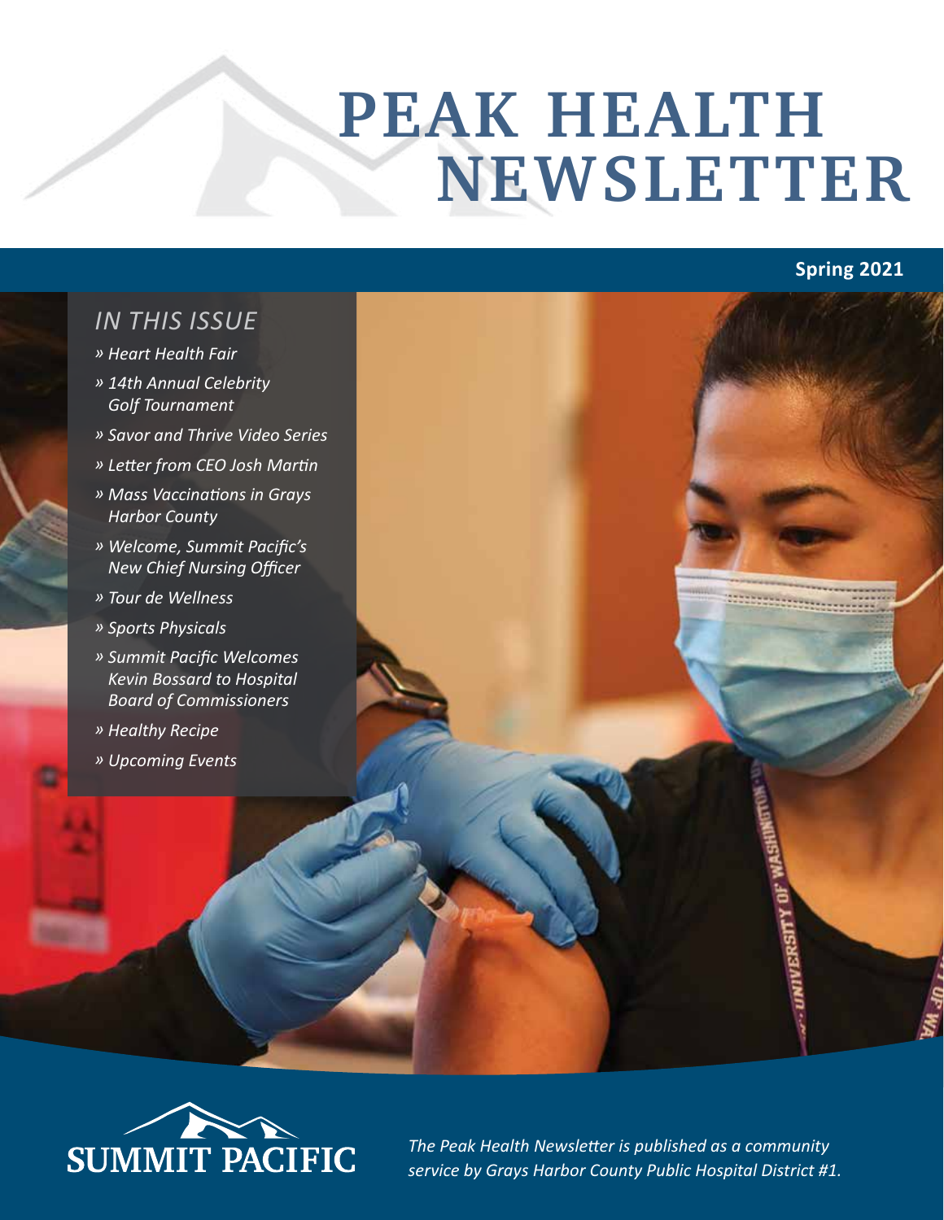# PEAK HEALTH NEWSLETTER

**Spring 2021**

## IN THIS ISSUE

- *Heart Health Fair*
- *14th Annual Celebrity Golf Tournament*
- *Savor and Thrive Video Series*
- *Letter from CEO Josh Martin*
- *Mass Vaccinations in Grays Harbor County*
- *Welcome, Summit Pacific's New Chief Nursing Officer*
- *Tour de Wellness*
- *Sports Physicals*
- *Summit Pacific Welcomes Kevin Bossard to Hospital Board of Commissioners*
- *Healthy Recipe*
- *Upcoming Events*

SUMMIT PACIFIC

*The Peak Health Newsletter is published as a community service by Grays Harbor County Public Hospital District #1.*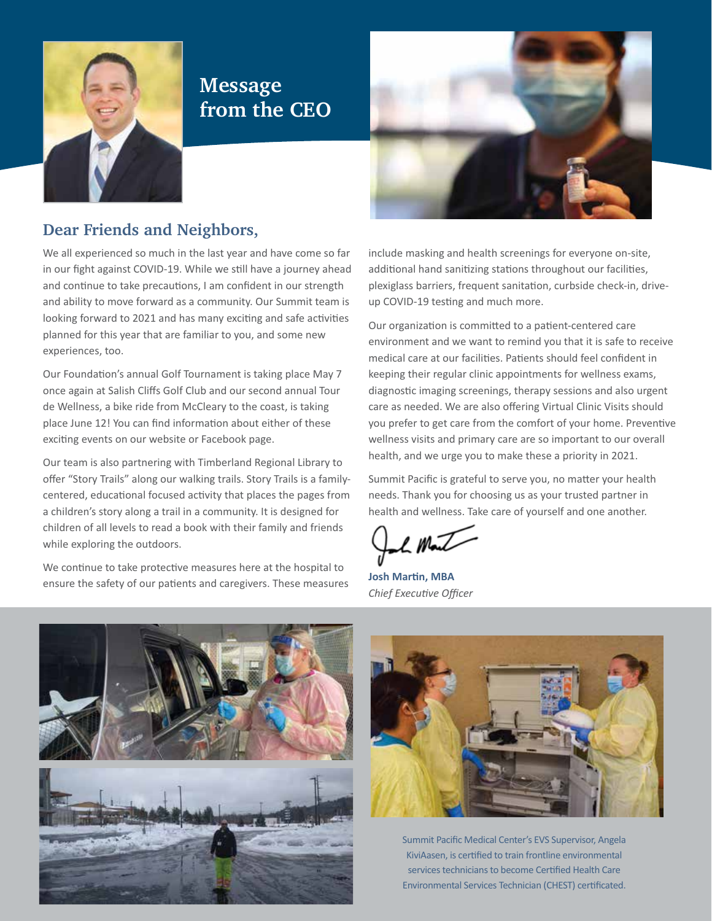# Message from the CEO

## Dear Friends and Neighbors,

We all experienced so much in the last year and have come so far in our fight against COVID-19. While we still have a journey ahead and continue to take precautions, I am confident in our strength and ability to move forward as a community. Our Summit team is looking forward to 2021 and has many exciting and safe activities planned for this year that are familiar to you, and some new experiences, too.

Our Foundation's annual Golf Tournament is taking place May 7 once again at Salish Cliffs Golf Club and our second annual Tour de Wellness, a bike ride from McCleary to the coast, is taking place June 12! You can find information about either of these exciting events on our website or Facebook page.

Our team is also partnering with Timberland Regional Library to offer "Story Trails" along our walking trails. Story Trails is a family-centered, educational focused activity that places the pages from a children's story along a trail in a community. It is designed for children of all levels to read a book with their family and friends while exploring the outdoors.

We continue to take protective measures here at the hospital to ensure the safety of our patients and caregivers. These measures include masking and health screenings for everyone on-site, additional hand sanitizing stations throughout our facilities, plexiglass barriers, frequent sanitation, curbside check-in, drive-up COVID-19 testing and much more.

Our organization is committed to a patient-centered care environment and we want to remind you that it is safe to receive medical care at our facilities. Patients should feel confident in keeping their regular clinic appointments for wellness exams, diagnostic imaging screenings, therapy sessions and also urgent care as needed. We are also offering Virtual Clinic Visits should you prefer to get care from the comfort of your home. Preventive wellness visits and primary care are so important to our overall health, and we urge you to make these a priority in 2021.

Summit Pacific is grateful to serve you, no matter your health needs. Thank you for choosing us as your trusted partner in health and wellness. Take care of yourself and one another.

**Josh Martin, MBA**
*Chief Executive Officer*

Summit Pacific Medical Center's EVS Supervisor, Angela KiviAasen, is certified to train frontline environmental services technicians to become Certified Health Care Environmental Services Technician (CHEST) certificated.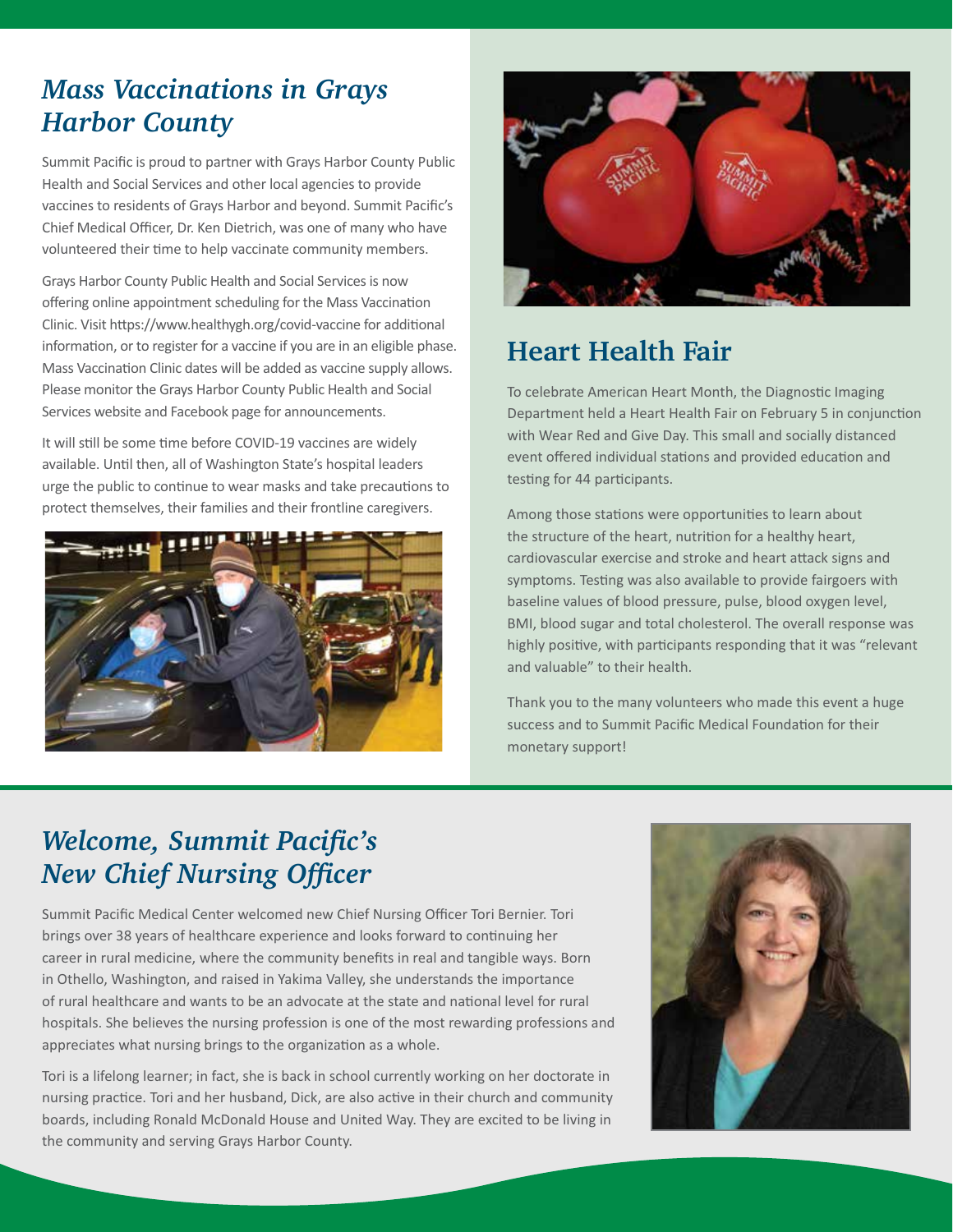## *Mass Vaccinations in Grays Harbor County*

Summit Pacific is proud to partner with Grays Harbor County Public Health and Social Services and other local agencies to provide vaccines to residents of Grays Harbor and beyond. Summit Pacific's Chief Medical Officer, Dr. Ken Dietrich, was one of many who have volunteered their time to help vaccinate community members.

Grays Harbor County Public Health and Social Services is now offering online appointment scheduling for the Mass Vaccination Clinic. Visit https://www.healthygh.org/covid-vaccine for additional information, or to register for a vaccine if you are in an eligible phase. Mass Vaccination Clinic dates will be added as vaccine supply allows. Please monitor the Grays Harbor County Public Health and Social Services website and Facebook page for announcements.

It will still be some time before COVID-19 vaccines are widely available. Until then, all of Washington State's hospital leaders urge the public to continue to wear masks and take precautions to protect themselves, their families and their frontline caregivers.

## Heart Health Fair

To celebrate American Heart Month, the Diagnostic Imaging Department held a Heart Health Fair on February 5 in conjunction with Wear Red and Give Day. This small and socially distanced event offered individual stations and provided education and testing for 44 participants.

Among those stations were opportunities to learn about the structure of the heart, nutrition for a healthy heart, cardiovascular exercise and stroke and heart attack signs and symptoms. Testing was also available to provide fairgoers with baseline values of blood pressure, pulse, blood oxygen level, BMI, blood sugar and total cholesterol. The overall response was highly positive, with participants responding that it was "relevant and valuable" to their health.

Thank you to the many volunteers who made this event a huge success and to Summit Pacific Medical Foundation for their monetary support!

## *Welcome, Summit Pacific's New Chief Nursing Officer*

Summit Pacific Medical Center welcomed new Chief Nursing Officer Tori Bernier. Tori brings over 38 years of healthcare experience and looks forward to continuing her career in rural medicine, where the community benefits in real and tangible ways. Born in Othello, Washington, and raised in Yakima Valley, she understands the importance of rural healthcare and wants to be an advocate at the state and national level for rural hospitals. She believes the nursing profession is one of the most rewarding professions and appreciates what nursing brings to the organization as a whole.

Tori is a lifelong learner; in fact, she is back in school currently working on her doctorate in nursing practice. Tori and her husband, Dick, are also active in their church and community boards, including Ronald McDonald House and United Way. They are excited to be living in the community and serving Grays Harbor County.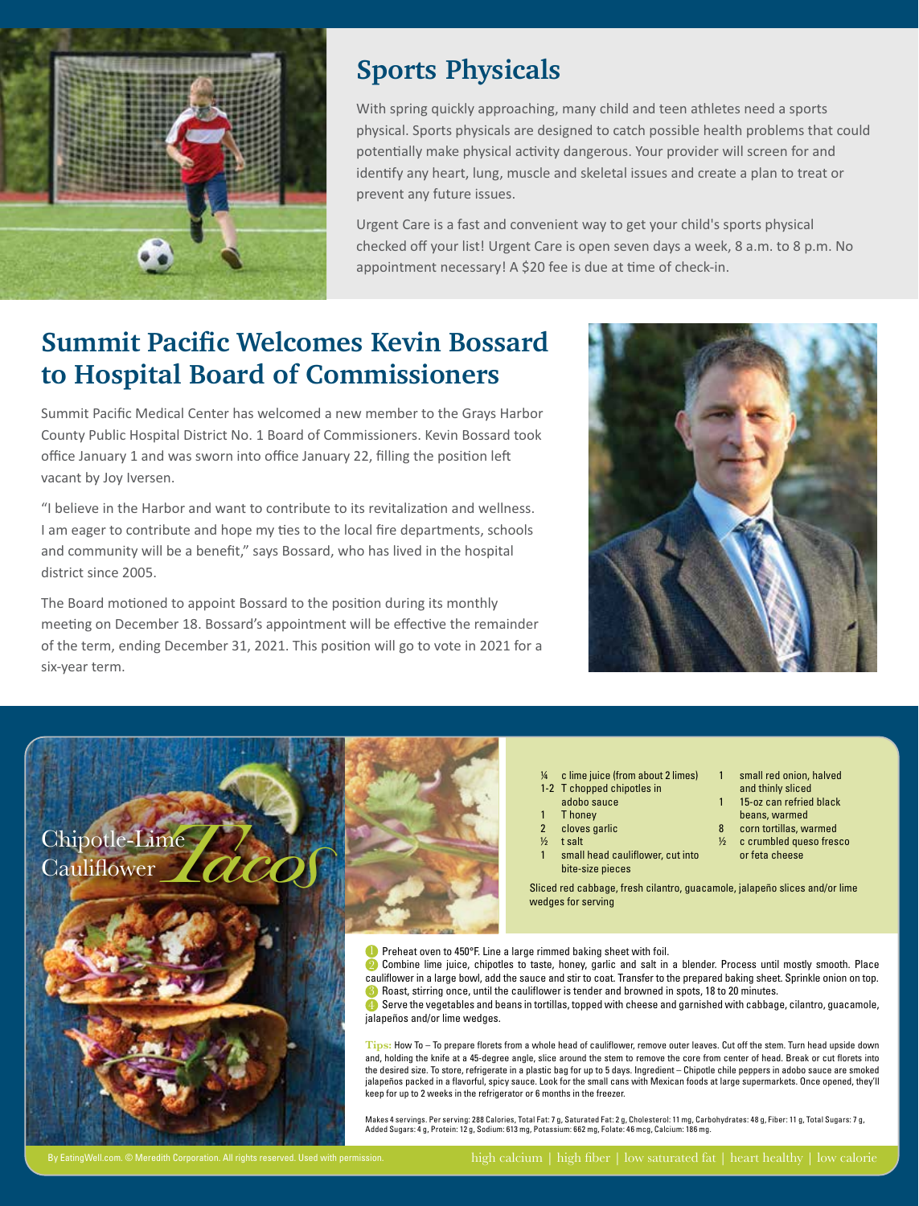## Sports Physicals

With spring quickly approaching, many child and teen athletes need a sports physical. Sports physicals are designed to catch possible health problems that could potentially make physical activity dangerous. Your provider will screen for and identify any heart, lung, muscle and skeletal issues and create a plan to treat or prevent any future issues.

Urgent Care is a fast and convenient way to get your child's sports physical checked off your list! Urgent Care is open seven days a week, 8 a.m. to 8 p.m. No appointment necessary! A $20 fee is due at time of check-in.

## Summit Pacific Welcomes Kevin Bossard to Hospital Board of Commissioners

Summit Pacific Medical Center has welcomed a new member to the Grays Harbor County Public Hospital District No. 1 Board of Commissioners. Kevin Bossard took office January 1 and was sworn into office January 22, filling the position left vacant by Joy Iversen.

"I believe in the Harbor and want to contribute to its revitalization and wellness. I am eager to contribute and hope my ties to the local fire departments, schools and community will be a benefit," says Bossard, who has lived in the hospital district since 2005.

The Board motioned to appoint Bossard to the position during its monthly meeting on December 18. Bossard's appointment will be effective the remainder of the term, ending December 31, 2021. This position will go to vote in 2021 for a six-year term.

## Chipotle-Lime Cauliflower Tacos

- ¼ c lime juice (from about 2 limes)
- 1-2 T chopped chipotles in adobo sauce
- 1 T honey
- 2 cloves garlic
- ½ t salt
- 1 small head cauliflower, cut into bite-size pieces
- 1 small red onion, halved and thinly sliced
- 1 15-oz can refried black beans, warmed
- 8 corn tortillas, warmed
- ½ c crumbled queso fresco or feta cheese

Sliced red cabbage, fresh cilantro, guacamole, jalapeño slices and/or lime wedges for serving

1. Preheat oven to 450°F. Line a large rimmed baking sheet with foil.
2. Combine lime juice, chipotles to taste, honey, garlic and salt in a blender. Process until mostly smooth. Place cauliflower in a large bowl, add the sauce and stir to coat. Transfer to the prepared baking sheet. Sprinkle onion on top.
3. Roast, stirring once, until the cauliflower is tender and browned in spots, 18 to 20 minutes.
4. Serve the vegetables and beans in tortillas, topped with cheese and garnished with cabbage, cilantro, guacamole, jalapeños and/or lime wedges.

**Tips:** How To – To prepare florets from a whole head of cauliflower, remove outer leaves. Cut off the stem. Turn head upside down and, holding the knife at a 45-degree angle, slice around the stem to remove the core from center of head. Break or cut florets into the desired size. To store, refrigerate in a plastic bag for up to 5 days. Ingredient – Chipotle chile peppers in adobo sauce are smoked jalapeños packed in a flavorful, spicy sauce. Look for the small cans with Mexican foods at large supermarkets. Once opened, they'll keep for up to 2 weeks in the refrigerator or 6 months in the freezer.

Makes 4 servings. Per serving: 288 Calories, Total Fat: 7 g, Saturated Fat: 2 g, Cholesterol: 11 mg, Carbohydrates: 48 g, Fiber: 11 g, Total Sugars: 7 g, Added Sugars: 4 g, Protein: 12 g, Sodium: 613 mg, Potassium: 662 mg, Folate: 46 mcg, Calcium: 186 mg.

By EatingWell.com. © Meredith Corporation. All rights reserved. Used with permission.

high calcium | high fiber | low saturated fat | heart healthy | low calorie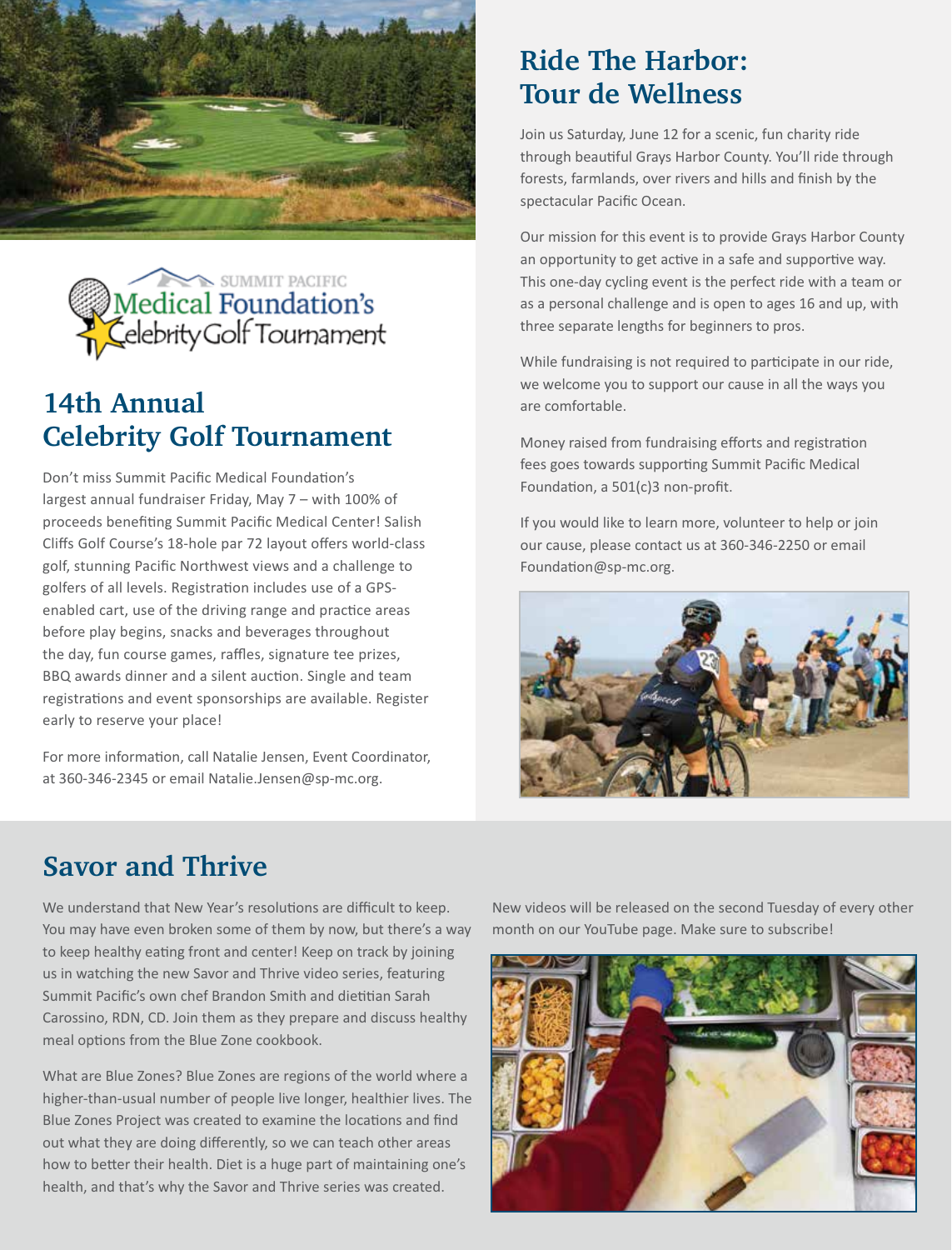SUMMIT PACIFIC Medical Foundation's Celebrity Golf Tournament

## 14th Annual Celebrity Golf Tournament

Don't miss Summit Pacific Medical Foundation's largest annual fundraiser Friday, May 7 – with 100% of proceeds benefiting Summit Pacific Medical Center! Salish Cliffs Golf Course's 18-hole par 72 layout offers world-class golf, stunning Pacific Northwest views and a challenge to golfers of all levels. Registration includes use of a GPS-enabled cart, use of the driving range and practice areas before play begins, snacks and beverages throughout the day, fun course games, raffles, signature tee prizes, BBQ awards dinner and a silent auction. Single and team registrations and event sponsorships are available. Register early to reserve your place!

For more information, call Natalie Jensen, Event Coordinator, at 360-346-2345 or email Natalie.Jensen@sp-mc.org.

## Ride The Harbor: Tour de Wellness

Join us Saturday, June 12 for a scenic, fun charity ride through beautiful Grays Harbor County. You'll ride through forests, farmlands, over rivers and hills and finish by the spectacular Pacific Ocean.

Our mission for this event is to provide Grays Harbor County an opportunity to get active in a safe and supportive way. This one-day cycling event is the perfect ride with a team or as a personal challenge and is open to ages 16 and up, with three separate lengths for beginners to pros.

While fundraising is not required to participate in our ride, we welcome you to support our cause in all the ways you are comfortable.

Money raised from fundraising efforts and registration fees goes towards supporting Summit Pacific Medical Foundation, a 501(c)3 non-profit.

If you would like to learn more, volunteer to help or join our cause, please contact us at 360-346-2250 or email Foundation@sp-mc.org.

## Savor and Thrive

We understand that New Year's resolutions are difficult to keep. You may have even broken some of them by now, but there's a way to keep healthy eating front and center! Keep on track by joining us in watching the new Savor and Thrive video series, featuring Summit Pacific's own chef Brandon Smith and dietitian Sarah Carossino, RDN, CD. Join them as they prepare and discuss healthy meal options from the Blue Zone cookbook.

What are Blue Zones? Blue Zones are regions of the world where a higher-than-usual number of people live longer, healthier lives. The Blue Zones Project was created to examine the locations and find out what they are doing differently, so we can teach other areas how to better their health. Diet is a huge part of maintaining one's health, and that's why the Savor and Thrive series was created.

New videos will be released on the second Tuesday of every other month on our YouTube page. Make sure to subscribe!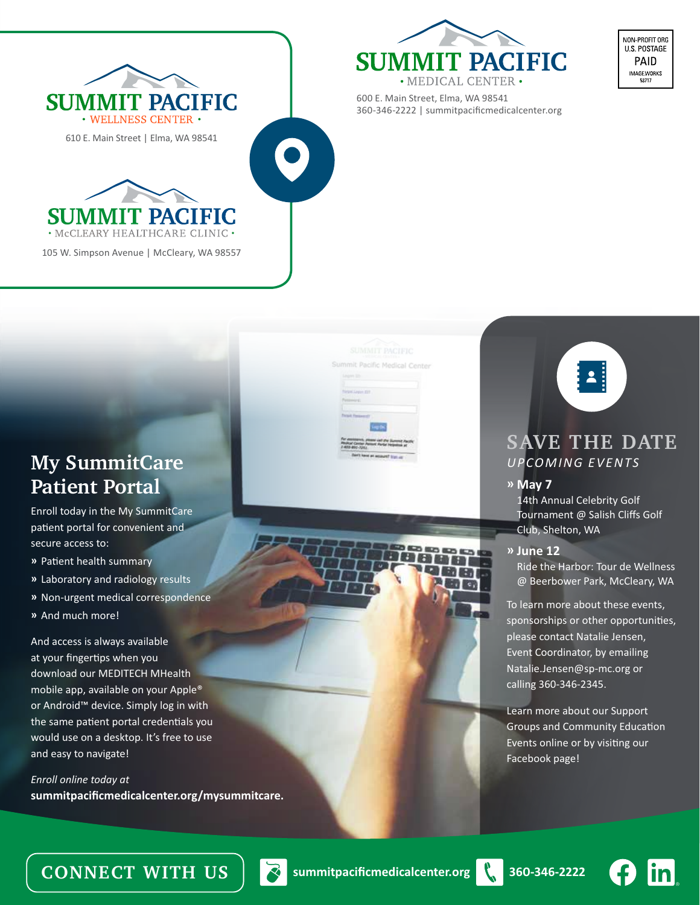SUMMIT PACIFIC
• WELLNESS CENTER •

610 E. Main Street | Elma, WA 98541

SUMMIT PACIFIC
• McCLEARY HEALTHCARE CLINIC •

105 W. Simpson Avenue | McCleary, WA 98557

SUMMIT PACIFIC
• MEDICAL CENTER •

600 E. Main Street, Elma, WA 98541
360-346-2222 | summitpacificmedicalcenter.org

NON-PROFIT ORG
U.S. POSTAGE
PAID
IMAGEWORKS
53717

## My SummitCare Patient Portal

Enroll today in the My SummitCare patient portal for convenient and secure access to:

- Patient health summary
- Laboratory and radiology results
- Non-urgent medical correspondence
- And much more!

And access is always available at your fingertips when you download our MEDITECH MHealth mobile app, available on your Apple® or Android™ device. Simply log in with the same patient portal credentials you would use on a desktop. It's free to use and easy to navigate!

*Enroll online today at*
**summitpacificmedicalcenter.org/mysummitcare.**

## SAVE THE DATE

*UPCOMING EVENTS*

- **May 7**
  14th Annual Celebrity Golf Tournament @ Salish Cliffs Golf Club, Shelton, WA
- **June 12**
  Ride the Harbor: Tour de Wellness @ Beerbower Park, McCleary, WA

To learn more about these events, sponsorships or other opportunities, please contact Natalie Jensen, Event Coordinator, by emailing Natalie.Jensen@sp-mc.org or calling 360-346-2345.

Learn more about our Support Groups and Community Education Events online or by visiting our Facebook page!

**CONNECT WITH US**

**summitpacificmedicalcenter.org** **360-346-2222**